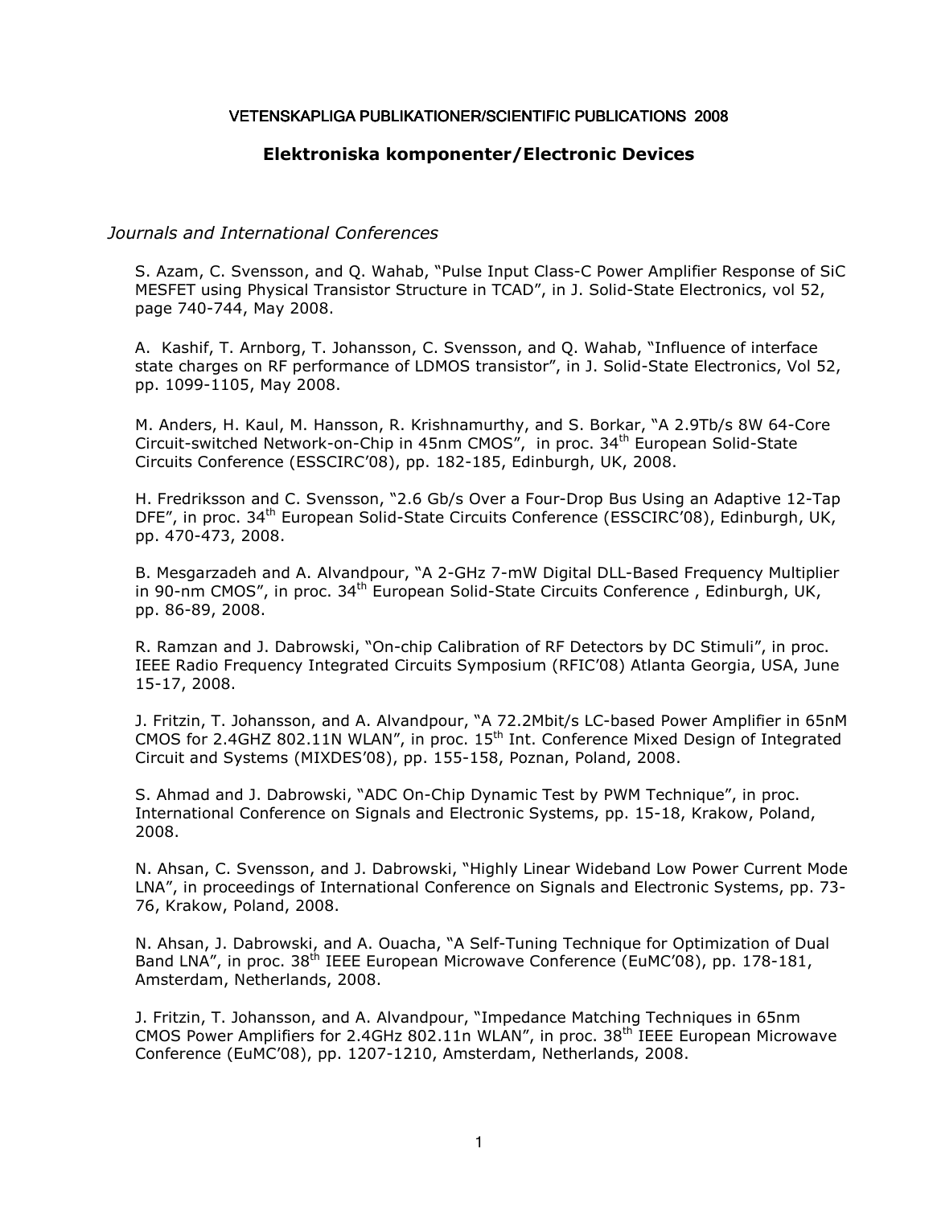# VETENSKAPLIGA PUBLIKATIONER/SCIENTIFIC PUBLICATIONS 2008

## Elektroniska komponenter/Electronic Devices

### *Journals and International Conferences*

S. Azam, C. Svensson, and Q. Wahab, "Pulse Input Class-C Power Amplifier Response of SiC MESFET using Physical Transistor Structure in TCAD", in J. Solid-State Electronics, vol 52, page 740-744, May 2008.

A. Kashif, T. Arnborg, T. Johansson, C. Svensson, and Q. Wahab, "Influence of interface state charges on RF performance of LDMOS transistor", in J. Solid-State Electronics, Vol 52, pp. 1099-1105, May 2008.

M. Anders, H. Kaul, M. Hansson, R. Krishnamurthy, and S. Borkar, "A 2.9Tb/s 8W 64-Core Circuit-switched Network-on-Chip in 45nm CMOS", in proc. 34th European Solid-State Circuits Conference (ESSCIRC'08), pp. 182-185, Edinburgh, UK, 2008.

H. Fredriksson and C. Svensson, "2.6 Gb/s Over a Four-Drop Bus Using an Adaptive 12-Tap DFE", in proc. 34th European Solid-State Circuits Conference (ESSCIRC'08), Edinburgh, UK, pp. 470-473, 2008.

B. Mesgarzadeh and A. Alvandpour, "A 2-GHz 7-mW Digital DLL-Based Frequency Multiplier in 90-nm CMOS", in proc. 34th European Solid-State Circuits Conference , Edinburgh, UK, pp. 86-89, 2008.

R. Ramzan and J. Dabrowski, "On-chip Calibration of RF Detectors by DC Stimuli", in proc. IEEE Radio Frequency Integrated Circuits Symposium (RFIC'08) Atlanta Georgia, USA, June 15-17, 2008.

J. Fritzin, T. Johansson, and A. Alvandpour, "A 72.2Mbit/s LC-based Power Amplifier in 65nM CMOS for 2.4GHZ 802.11N WLAN", in proc. 15th Int. Conference Mixed Design of Integrated Circuit and Systems (MIXDES'08), pp. 155-158, Poznan, Poland, 2008.

S. Ahmad and J. Dabrowski, "ADC On-Chip Dynamic Test by PWM Technique", in proc. International Conference on Signals and Electronic Systems, pp. 15-18, Krakow, Poland, 2008.

N. Ahsan, C. Svensson, and J. Dabrowski, "Highly Linear Wideband Low Power Current Mode LNA", in proceedings of International Conference on Signals and Electronic Systems, pp. 73-76, Krakow, Poland, 2008.

N. Ahsan, J. Dabrowski, and A. Ouacha, "A Self-Tuning Technique for Optimization of Dual Band LNA", in proc. 38th IEEE European Microwave Conference (EuMC'08), pp. 178-181, Amsterdam, Netherlands, 2008.

J. Fritzin, T. Johansson, and A. Alvandpour, "Impedance Matching Techniques in 65nm CMOS Power Amplifiers for 2.4GHz 802.11n WLAN", in proc. 38th IEEE European Microwave Conference (EuMC'08), pp. 1207-1210, Amsterdam, Netherlands, 2008.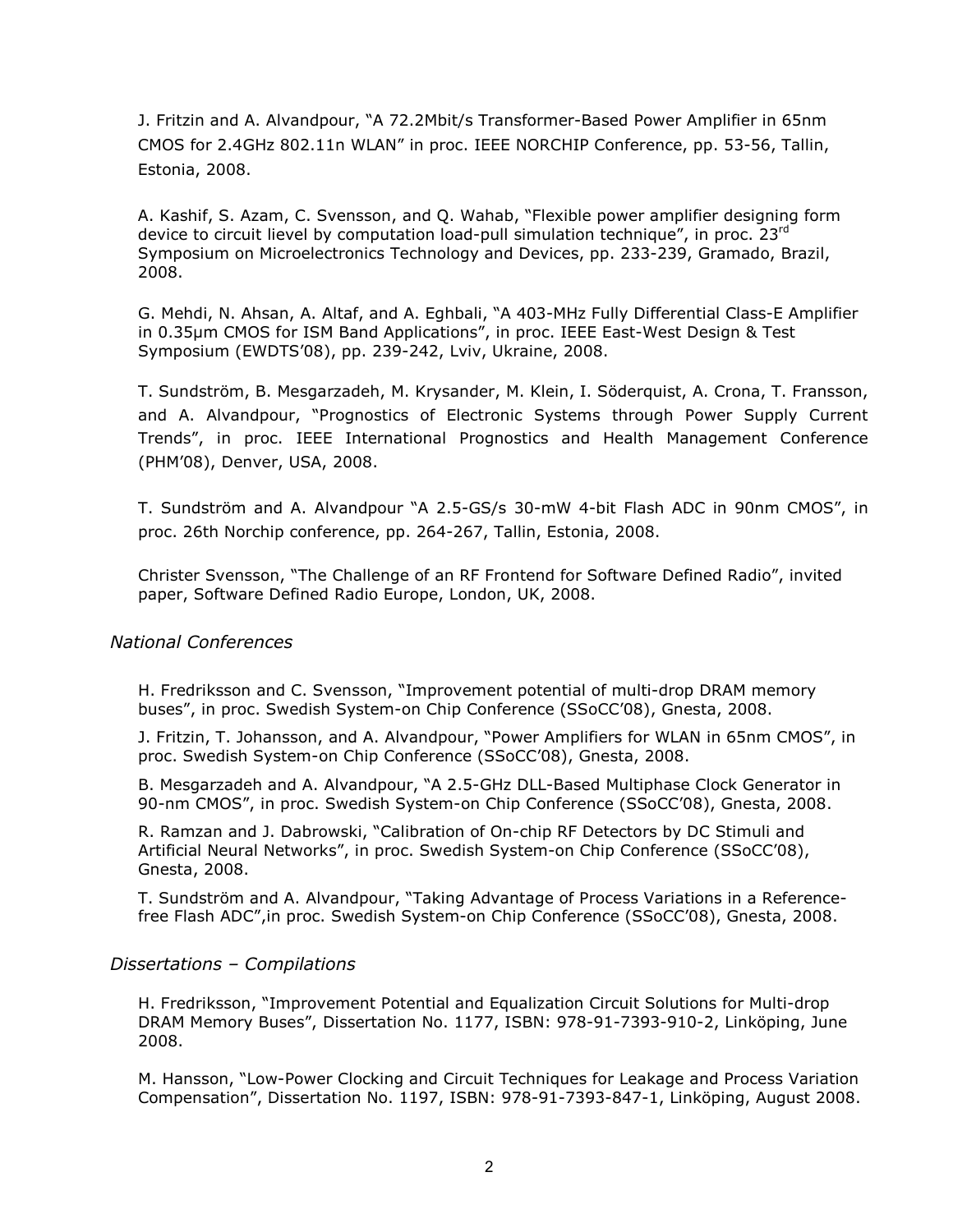J. Fritzin and A. Alvandpour, "A 72.2Mbit/s Transformer-Based Power Amplifier in 65nm CMOS for 2.4GHz 802.11n WLAN" in proc. IEEE NORCHIP Conference, pp. 53-56, Tallin, Estonia, 2008.

A. Kashif, S. Azam, C. Svensson, and Q. Wahab, "Flexible power amplifier designing form device to circuit lievel by computation load-pull simulation technique", in proc. 23rd Symposium on Microelectronics Technology and Devices, pp. 233-239, Gramado, Brazil, 2008.

G. Mehdi, N. Ahsan, A. Altaf, and A. Eghbali, "A 403-MHz Fully Differential Class-E Amplifier in 0.35μm CMOS for ISM Band Applications", in proc. IEEE East-West Design & Test Symposium (EWDTS'08), pp. 239-242, Lviv, Ukraine, 2008.

T. Sundström, B. Mesgarzadeh, M. Krysander, M. Klein, I. Söderquist, A. Crona, T. Fransson, and A. Alvandpour, "Prognostics of Electronic Systems through Power Supply Current Trends", in proc. IEEE International Prognostics and Health Management Conference (PHM'08), Denver, USA, 2008.

T. Sundström and A. Alvandpour "A 2.5-GS/s 30-mW 4-bit Flash ADC in 90nm CMOS", in proc. 26th Norchip conference, pp. 264-267, Tallin, Estonia, 2008.

Christer Svensson, "The Challenge of an RF Frontend for Software Defined Radio", invited paper, Software Defined Radio Europe, London, UK, 2008.

### *National Conferences*

H. Fredriksson and C. Svensson, "Improvement potential of multi-drop DRAM memory buses", in proc. Swedish System-on Chip Conference (SSoCC'08), Gnesta, 2008.

J. Fritzin, T. Johansson, and A. Alvandpour, "Power Amplifiers for WLAN in 65nm CMOS", in proc. Swedish System-on Chip Conference (SSoCC'08), Gnesta, 2008.

B. Mesgarzadeh and A. Alvandpour, "A 2.5-GHz DLL-Based Multiphase Clock Generator in 90-nm CMOS", in proc. Swedish System-on Chip Conference (SSoCC'08), Gnesta, 2008.

R. Ramzan and J. Dabrowski, "Calibration of On-chip RF Detectors by DC Stimuli and Artificial Neural Networks", in proc. Swedish System-on Chip Conference (SSoCC'08), Gnesta, 2008.

T. Sundström and A. Alvandpour, "Taking Advantage of Process Variations in a Reference-free Flash ADC",in proc. Swedish System-on Chip Conference (SSoCC'08), Gnesta, 2008.

### *Dissertations – Compilations*

H. Fredriksson, "Improvement Potential and Equalization Circuit Solutions for Multi-drop DRAM Memory Buses", Dissertation No. 1177, ISBN: 978-91-7393-910-2, Linköping, June 2008.

M. Hansson, "Low-Power Clocking and Circuit Techniques for Leakage and Process Variation Compensation", Dissertation No. 1197, ISBN: 978-91-7393-847-1, Linköping, August 2008.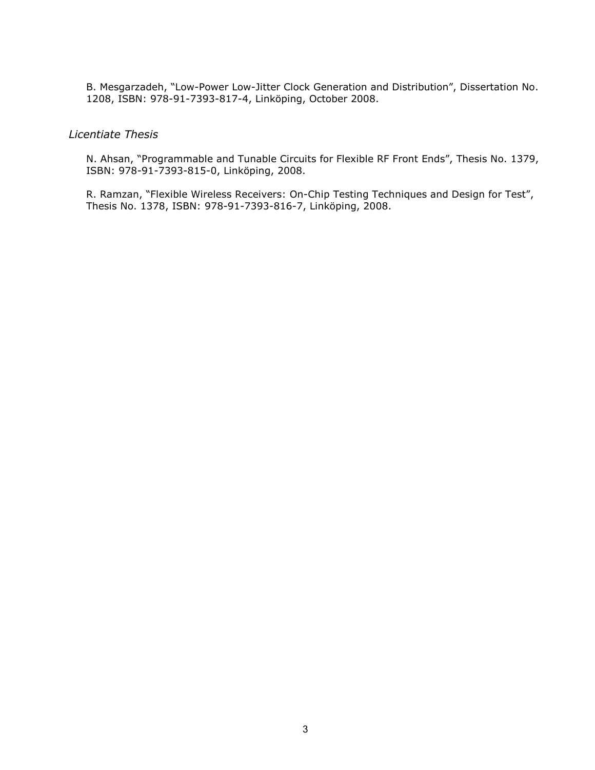B. Mesgarzadeh, "Low-Power Low-Jitter Clock Generation and Distribution", Dissertation No. 1208, ISBN: 978-91-7393-817-4, Linköping, October 2008.

*Licentiate Thesis*

N. Ahsan, "Programmable and Tunable Circuits for Flexible RF Front Ends", Thesis No. 1379, ISBN: 978-91-7393-815-0, Linköping, 2008.

R. Ramzan, "Flexible Wireless Receivers: On-Chip Testing Techniques and Design for Test", Thesis No. 1378, ISBN: 978-91-7393-816-7, Linköping, 2008.